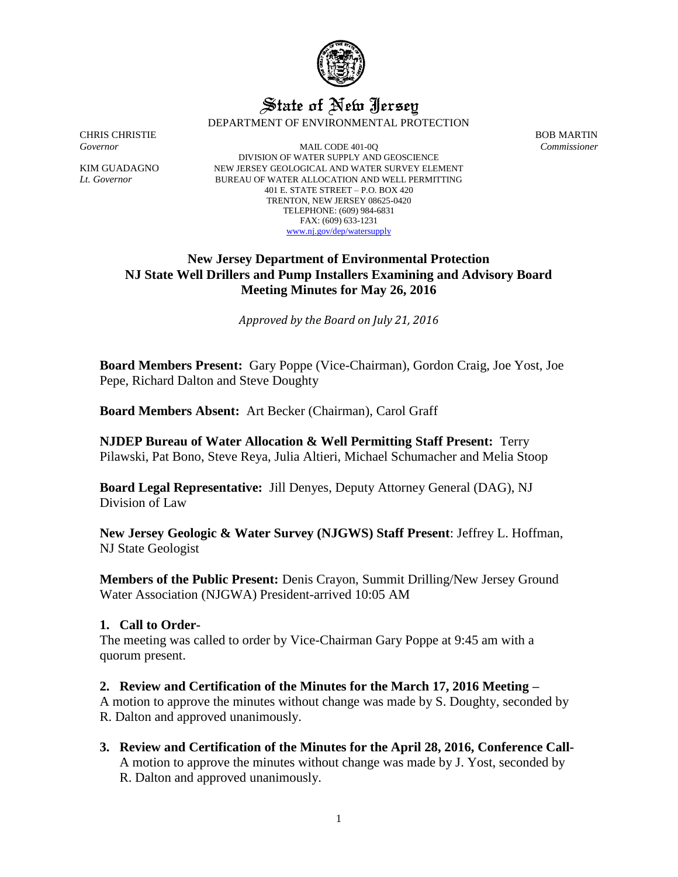# State of New Jersey

DEPARTMENT OF ENVIRONMENTAL PROTECTION

CHRIS CHRISTIE
*Governor*

KIM GUADAGNO
*Lt. Governor*

MAIL CODE 401-0Q
DIVISION OF WATER SUPPLY AND GEOSCIENCE
NEW JERSEY GEOLOGICAL AND WATER SURVEY ELEMENT
BUREAU OF WATER ALLOCATION AND WELL PERMITTING
401 E. STATE STREET – P.O. BOX 420
TRENTON, NEW JERSEY 08625-0420
TELEPHONE: (609) 984-6831
FAX: (609) 633-1231
www.nj.gov/dep/watersupply

BOB MARTIN
*Commissioner*

## New Jersey Department of Environmental Protection
## NJ State Well Drillers and Pump Installers Examining and Advisory Board
## Meeting Minutes for May 26, 2016

*Approved by the Board on July 21, 2016*

**Board Members Present:** Gary Poppe (Vice-Chairman), Gordon Craig, Joe Yost, Joe Pepe, Richard Dalton and Steve Doughty

**Board Members Absent:** Art Becker (Chairman), Carol Graff

**NJDEP Bureau of Water Allocation & Well Permitting Staff Present:** Terry Pilawski, Pat Bono, Steve Reya, Julia Altieri, Michael Schumacher and Melia Stoop

**Board Legal Representative:** Jill Denyes, Deputy Attorney General (DAG), NJ Division of Law

**New Jersey Geologic & Water Survey (NJGWS) Staff Present**: Jeffrey L. Hoffman, NJ State Geologist

**Members of the Public Present:** Denis Crayon, Summit Drilling/New Jersey Ground Water Association (NJGWA) President-arrived 10:05 AM

### 1. Call to Order-

The meeting was called to order by Vice-Chairman Gary Poppe at 9:45 am with a quorum present.

### 2. Review and Certification of the Minutes for the March 17, 2016 Meeting –

A motion to approve the minutes without change was made by S. Doughty, seconded by R. Dalton and approved unanimously.

### 3. Review and Certification of the Minutes for the April 28, 2016, Conference Call-

A motion to approve the minutes without change was made by J. Yost, seconded by R. Dalton and approved unanimously.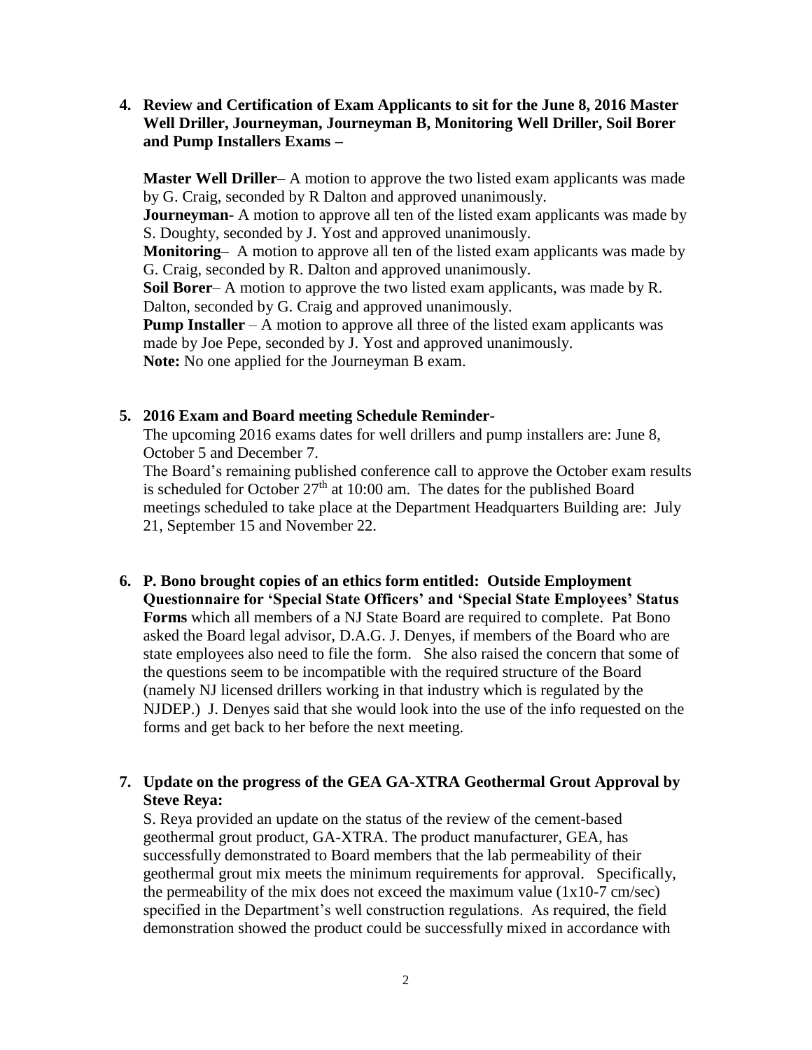**4. Review and Certification of Exam Applicants to sit for the June 8, 2016 Master Well Driller, Journeyman, Journeyman B, Monitoring Well Driller, Soil Borer and Pump Installers Exams –**

**Master Well Driller**– A motion to approve the two listed exam applicants was made by G. Craig, seconded by R Dalton and approved unanimously.
**Journeyman-** A motion to approve all ten of the listed exam applicants was made by S. Doughty, seconded by J. Yost and approved unanimously.
**Monitoring**– A motion to approve all ten of the listed exam applicants was made by G. Craig, seconded by R. Dalton and approved unanimously.
**Soil Borer**– A motion to approve the two listed exam applicants, was made by R. Dalton, seconded by G. Craig and approved unanimously.
**Pump Installer** – A motion to approve all three of the listed exam applicants was made by Joe Pepe, seconded by J. Yost and approved unanimously.
**Note:** No one applied for the Journeyman B exam.

**5. 2016 Exam and Board meeting Schedule Reminder-**

The upcoming 2016 exams dates for well drillers and pump installers are: June 8, October 5 and December 7.
The Board's remaining published conference call to approve the October exam results is scheduled for October 27th at 10:00 am. The dates for the published Board meetings scheduled to take place at the Department Headquarters Building are: July 21, September 15 and November 22.

**6. P. Bono brought copies of an ethics form entitled: Outside Employment Questionnaire for 'Special State Officers' and 'Special State Employees' Status Forms** which all members of a NJ State Board are required to complete. Pat Bono asked the Board legal advisor, D.A.G. J. Denyes, if members of the Board who are state employees also need to file the form. She also raised the concern that some of the questions seem to be incompatible with the required structure of the Board (namely NJ licensed drillers working in that industry which is regulated by the NJDEP.) J. Denyes said that she would look into the use of the info requested on the forms and get back to her before the next meeting.

**7. Update on the progress of the GEA GA-XTRA Geothermal Grout Approval by Steve Reya:**

S. Reya provided an update on the status of the review of the cement-based geothermal grout product, GA-XTRA. The product manufacturer, GEA, has successfully demonstrated to Board members that the lab permeability of their geothermal grout mix meets the minimum requirements for approval. Specifically, the permeability of the mix does not exceed the maximum value (1x10-7 cm/sec) specified in the Department's well construction regulations. As required, the field demonstration showed the product could be successfully mixed in accordance with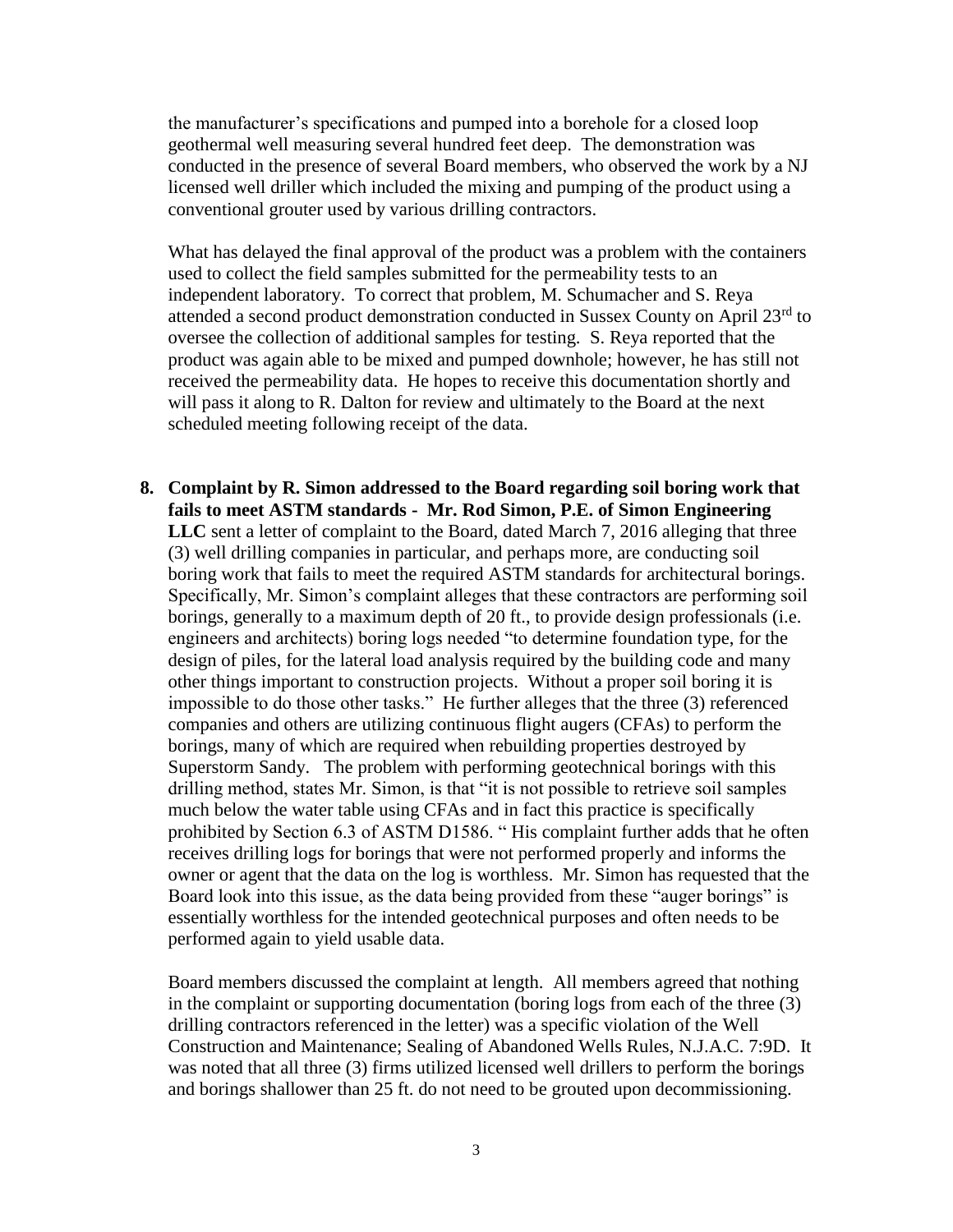the manufacturer's specifications and pumped into a borehole for a closed loop geothermal well measuring several hundred feet deep. The demonstration was conducted in the presence of several Board members, who observed the work by a NJ licensed well driller which included the mixing and pumping of the product using a conventional grouter used by various drilling contractors.

What has delayed the final approval of the product was a problem with the containers used to collect the field samples submitted for the permeability tests to an independent laboratory. To correct that problem, M. Schumacher and S. Reya attended a second product demonstration conducted in Sussex County on April 23rd to oversee the collection of additional samples for testing. S. Reya reported that the product was again able to be mixed and pumped downhole; however, he has still not received the permeability data. He hopes to receive this documentation shortly and will pass it along to R. Dalton for review and ultimately to the Board at the next scheduled meeting following receipt of the data.

8. **Complaint by R. Simon addressed to the Board regarding soil boring work that fails to meet ASTM standards - Mr. Rod Simon, P.E. of Simon Engineering LLC** sent a letter of complaint to the Board, dated March 7, 2016 alleging that three (3) well drilling companies in particular, and perhaps more, are conducting soil boring work that fails to meet the required ASTM standards for architectural borings. Specifically, Mr. Simon's complaint alleges that these contractors are performing soil borings, generally to a maximum depth of 20 ft., to provide design professionals (i.e. engineers and architects) boring logs needed "to determine foundation type, for the design of piles, for the lateral load analysis required by the building code and many other things important to construction projects. Without a proper soil boring it is impossible to do those other tasks." He further alleges that the three (3) referenced companies and others are utilizing continuous flight augers (CFAs) to perform the borings, many of which are required when rebuilding properties destroyed by Superstorm Sandy. The problem with performing geotechnical borings with this drilling method, states Mr. Simon, is that "it is not possible to retrieve soil samples much below the water table using CFAs and in fact this practice is specifically prohibited by Section 6.3 of ASTM D1586. " His complaint further adds that he often receives drilling logs for borings that were not performed properly and informs the owner or agent that the data on the log is worthless. Mr. Simon has requested that the Board look into this issue, as the data being provided from these "auger borings" is essentially worthless for the intended geotechnical purposes and often needs to be performed again to yield usable data.

   Board members discussed the complaint at length. All members agreed that nothing in the complaint or supporting documentation (boring logs from each of the three (3) drilling contractors referenced in the letter) was a specific violation of the Well Construction and Maintenance; Sealing of Abandoned Wells Rules, N.J.A.C. 7:9D. It was noted that all three (3) firms utilized licensed well drillers to perform the borings and borings shallower than 25 ft. do not need to be grouted upon decommissioning.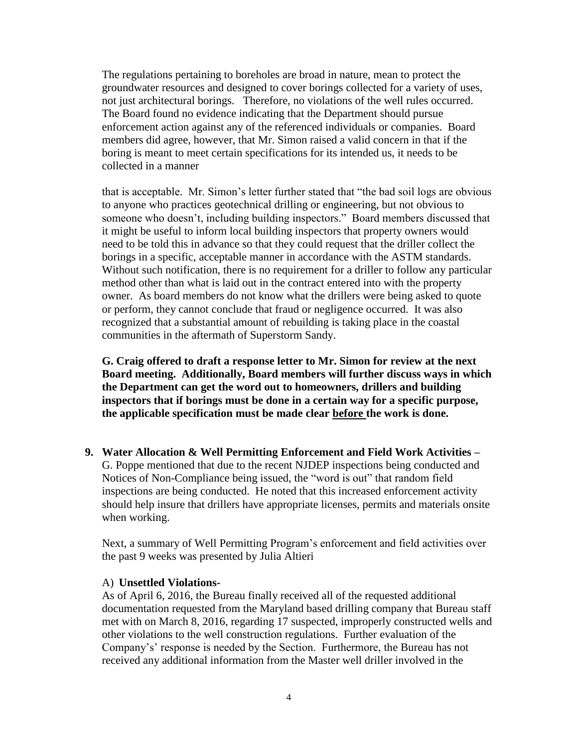The regulations pertaining to boreholes are broad in nature, mean to protect the groundwater resources and designed to cover borings collected for a variety of uses, not just architectural borings. Therefore, no violations of the well rules occurred. The Board found no evidence indicating that the Department should pursue enforcement action against any of the referenced individuals or companies. Board members did agree, however, that Mr. Simon raised a valid concern in that if the boring is meant to meet certain specifications for its intended us, it needs to be collected in a manner

that is acceptable. Mr. Simon's letter further stated that "the bad soil logs are obvious to anyone who practices geotechnical drilling or engineering, but not obvious to someone who doesn't, including building inspectors." Board members discussed that it might be useful to inform local building inspectors that property owners would need to be told this in advance so that they could request that the driller collect the borings in a specific, acceptable manner in accordance with the ASTM standards. Without such notification, there is no requirement for a driller to follow any particular method other than what is laid out in the contract entered into with the property owner. As board members do not know what the drillers were being asked to quote or perform, they cannot conclude that fraud or negligence occurred. It was also recognized that a substantial amount of rebuilding is taking place in the coastal communities in the aftermath of Superstorm Sandy.

**G. Craig offered to draft a response letter to Mr. Simon for review at the next Board meeting. Additionally, Board members will further discuss ways in which the Department can get the word out to homeowners, drillers and building inspectors that if borings must be done in a certain way for a specific purpose, the applicable specification must be made clear <u>before</u> the work is done.**

**9. Water Allocation & Well Permitting Enforcement and Field Work Activities –** G. Poppe mentioned that due to the recent NJDEP inspections being conducted and Notices of Non-Compliance being issued, the "word is out" that random field inspections are being conducted. He noted that this increased enforcement activity should help insure that drillers have appropriate licenses, permits and materials onsite when working.

Next, a summary of Well Permitting Program's enforcement and field activities over the past 9 weeks was presented by Julia Altieri

A) **Unsettled Violations-**

As of April 6, 2016, the Bureau finally received all of the requested additional documentation requested from the Maryland based drilling company that Bureau staff met with on March 8, 2016, regarding 17 suspected, improperly constructed wells and other violations to the well construction regulations. Further evaluation of the Company's' response is needed by the Section. Furthermore, the Bureau has not received any additional information from the Master well driller involved in the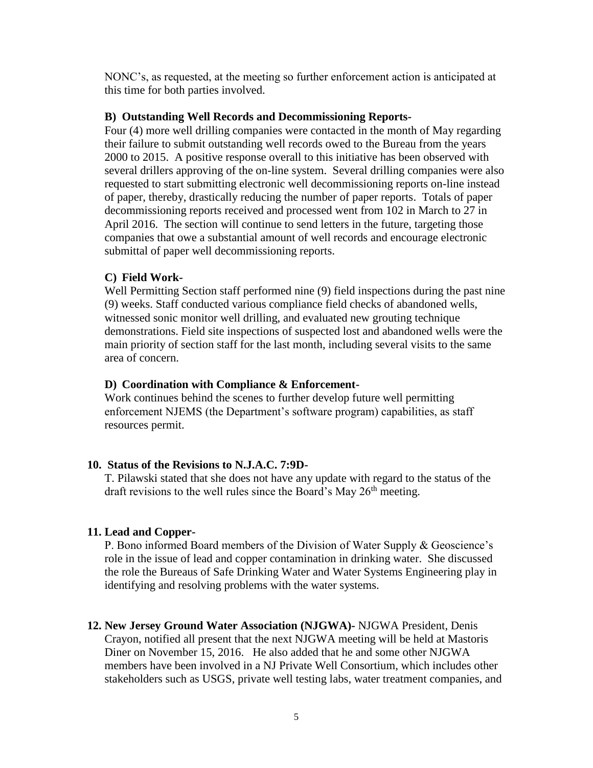NONC's, as requested, at the meeting so further enforcement action is anticipated at this time for both parties involved.

**B) Outstanding Well Records and Decommissioning Reports-**
Four (4) more well drilling companies were contacted in the month of May regarding their failure to submit outstanding well records owed to the Bureau from the years 2000 to 2015. A positive response overall to this initiative has been observed with several drillers approving of the on-line system. Several drilling companies were also requested to start submitting electronic well decommissioning reports on-line instead of paper, thereby, drastically reducing the number of paper reports. Totals of paper decommissioning reports received and processed went from 102 in March to 27 in April 2016. The section will continue to send letters in the future, targeting those companies that owe a substantial amount of well records and encourage electronic submittal of paper well decommissioning reports.

**C) Field Work-**
Well Permitting Section staff performed nine (9) field inspections during the past nine (9) weeks. Staff conducted various compliance field checks of abandoned wells, witnessed sonic monitor well drilling, and evaluated new grouting technique demonstrations. Field site inspections of suspected lost and abandoned wells were the main priority of section staff for the last month, including several visits to the same area of concern.

**D) Coordination with Compliance & Enforcement-**
Work continues behind the scenes to further develop future well permitting enforcement NJEMS (the Department's software program) capabilities, as staff resources permit.

**10. Status of the Revisions to N.J.A.C. 7:9D-**
T. Pilawski stated that she does not have any update with regard to the status of the draft revisions to the well rules since the Board's May 26th meeting.

**11. Lead and Copper-**
P. Bono informed Board members of the Division of Water Supply & Geoscience's role in the issue of lead and copper contamination in drinking water. She discussed the role the Bureaus of Safe Drinking Water and Water Systems Engineering play in identifying and resolving problems with the water systems.

**12. New Jersey Ground Water Association (NJGWA)-** NJGWA President, Denis Crayon, notified all present that the next NJGWA meeting will be held at Mastoris Diner on November 15, 2016. He also added that he and some other NJGWA members have been involved in a NJ Private Well Consortium, which includes other stakeholders such as USGS, private well testing labs, water treatment companies, and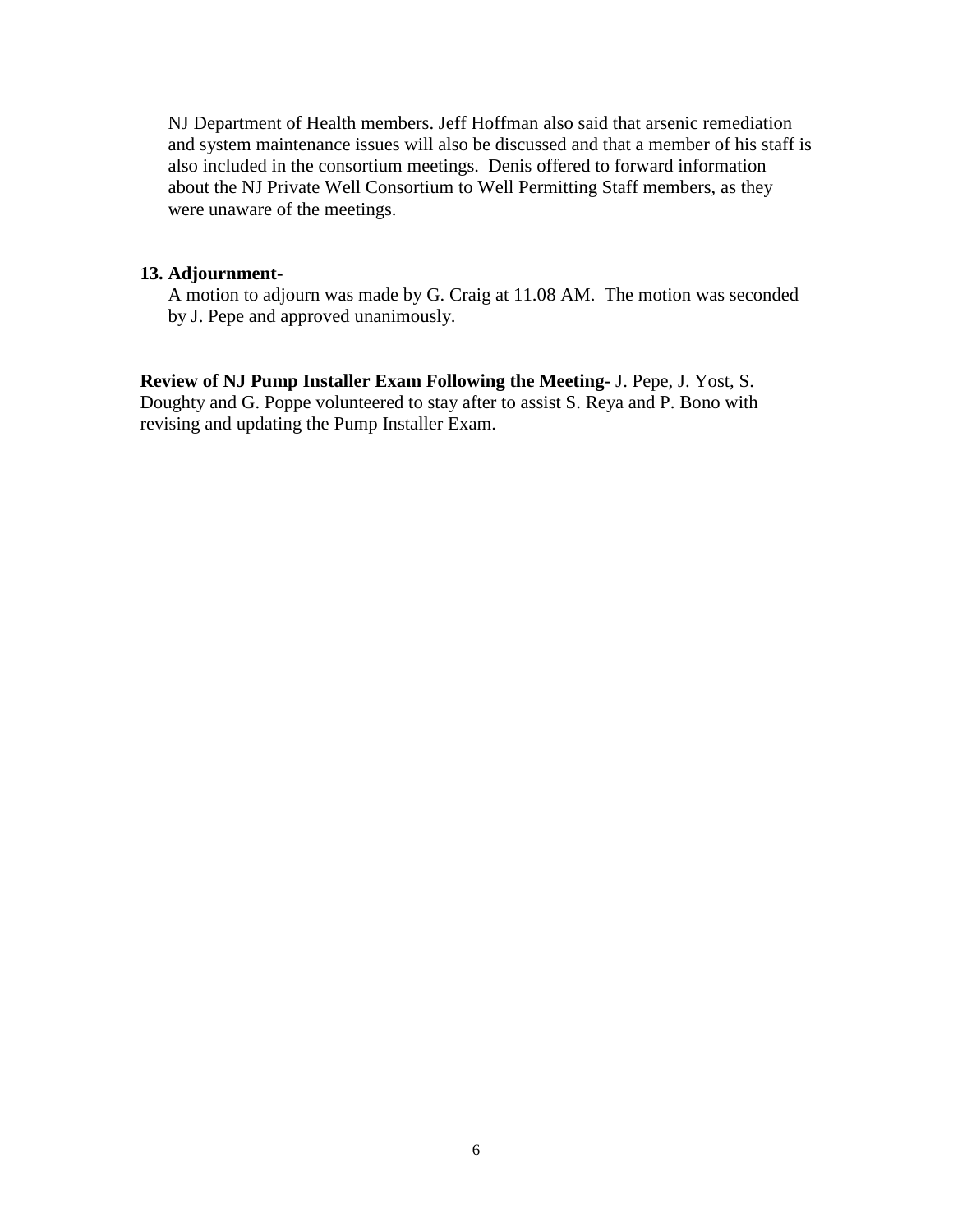NJ Department of Health members. Jeff Hoffman also said that arsenic remediation and system maintenance issues will also be discussed and that a member of his staff is also included in the consortium meetings. Denis offered to forward information about the NJ Private Well Consortium to Well Permitting Staff members, as they were unaware of the meetings.

**13. Adjournment-**

A motion to adjourn was made by G. Craig at 11.08 AM. The motion was seconded by J. Pepe and approved unanimously.

**Review of NJ Pump Installer Exam Following the Meeting-** J. Pepe, J. Yost, S. Doughty and G. Poppe volunteered to stay after to assist S. Reya and P. Bono with revising and updating the Pump Installer Exam.